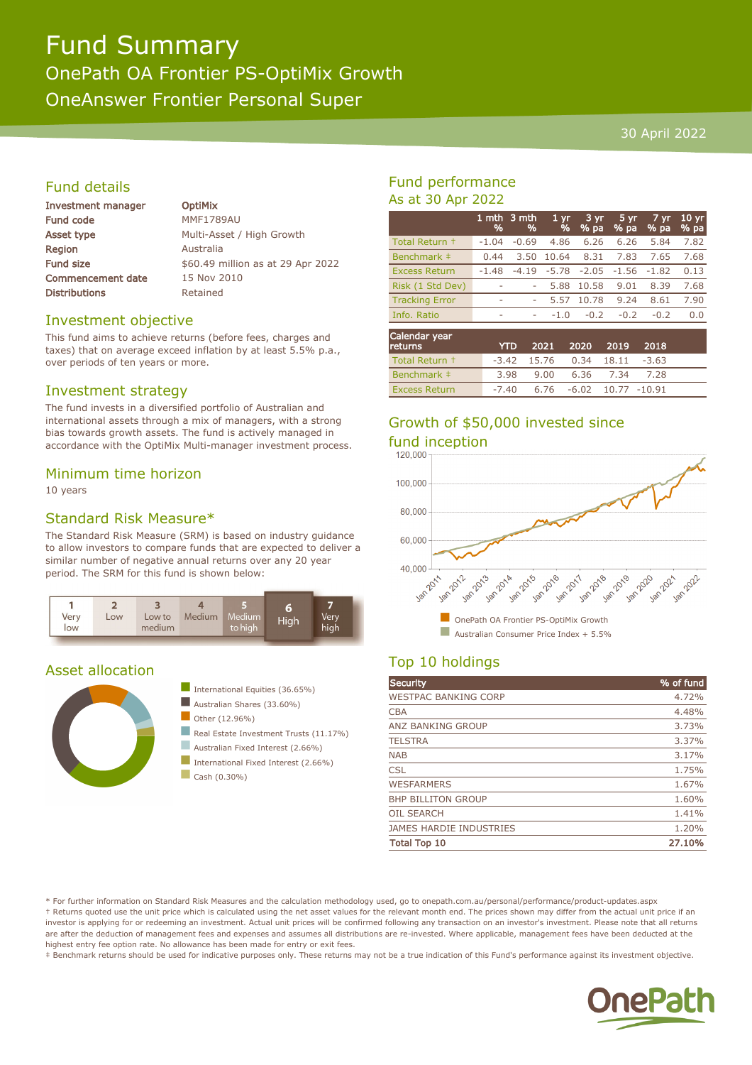# Fund Summary

## OnePath OA Frontier PS-OptiMix Growth

## OneAnswer Frontier Personal Super

30 April 2022

## Fund details

| | |
|---|---|
| **Investment manager** | **OptiMix** |
| **Fund code** | MMF1789AU |
| **Asset type** | Multi-Asset / High Growth |
| **Region** | Australia |
| **Fund size** | $60.49 million as at 29 Apr 2022 |
| **Commencement date** | 15 Nov 2010 |
| **Distributions** | Retained |

## Investment objective

This fund aims to achieve returns (before fees, charges and taxes) that on average exceed inflation by at least 5.5% p.a., over periods of ten years or more.

## Investment strategy

The fund invests in a diversified portfolio of Australian and international assets through a mix of managers, with a strong bias towards growth assets. The fund is actively managed in accordance with the OptiMix Multi-manager investment process.

## Minimum time horizon

10 years

## Standard Risk Measure*

The Standard Risk Measure (SRM) is based on industry guidance to allow investors to compare funds that are expected to deliver a similar number of negative annual returns over any 20 year period. The SRM for this fund is shown below:

| 1 | 2 | 3 | 4 | 5 | **6** | 7 |
|---|---|---|---|---|---|---|
| Very low | Low | Low to medium | Medium | Medium to high | **High** | Very high |

## Asset allocation

- International Equities (36.65%)
- Australian Shares (33.60%)
- Other (12.96%)
- Real Estate Investment Trusts (11.17%)
- Australian Fixed Interest (2.66%)
- International Fixed Interest (2.66%)
- Cash (0.30%)

## Fund performance

As at 30 Apr 2022

| | 1 mth % | 3 mth % | 1 yr % | 3 yr % pa | 5 yr % pa | 7 yr % pa | 10 yr % pa |
|---|---|---|---|---|---|---|---|
| Total Return † | -1.04 | -0.69 | 4.86 | 6.26 | 6.26 | 5.84 | 7.82 |
| Benchmark ‡ | 0.44 | 3.50 | 10.64 | 8.31 | 7.83 | 7.65 | 7.68 |
| Excess Return | -1.48 | -4.19 | -5.78 | -2.05 | -1.56 | -1.82 | 0.13 |
| Risk (1 Std Dev) | - | - | 5.88 | 10.58 | 9.01 | 8.39 | 7.68 |
| Tracking Error | - | - | 5.57 | 10.78 | 9.24 | 8.61 | 7.90 |
| Info. Ratio | - | - | -1.0 | -0.2 | -0.2 | -0.2 | 0.0 |

| Calendar year returns | YTD | 2021 | 2020 | 2019 | 2018 |
|---|---|---|---|---|---|
| Total Return † | -3.42 | 15.76 | 0.34 | 18.11 | -3.63 |
| Benchmark ‡ | 3.98 | 9.00 | 6.36 | 7.34 | 7.28 |
| Excess Return | -7.40 | 6.76 | -6.02 | 10.77 | -10.91 |

## Growth of $50,000 invested since fund inception

- OnePath OA Frontier PS-OptiMix Growth
- Australian Consumer Price Index + 5.5%

## Top 10 holdings

| Security | % of fund |
|---|---|
| WESTPAC BANKING CORP | 4.72% |
| CBA | 4.48% |
| ANZ BANKING GROUP | 3.73% |
| TELSTRA | 3.37% |
| NAB | 3.17% |
| CSL | 1.75% |
| WESFARMERS | 1.67% |
| BHP BILLITON GROUP | 1.60% |
| OIL SEARCH | 1.41% |
| JAMES HARDIE INDUSTRIES | 1.20% |
| **Total Top 10** | **27.10%** |

\* For further information on Standard Risk Measures and the calculation methodology used, go to onepath.com.au/personal/performance/product-updates.aspx

† Returns quoted use the unit price which is calculated using the net asset values for the relevant month end. The prices shown may differ from the actual unit price if an investor is applying for or redeeming an investment. Actual unit prices will be confirmed following any transaction on an investor's investment. Please note that all returns are after the deduction of management fees and expenses and assumes all distributions are re-invested. Where applicable, management fees have been deducted at the highest entry fee option rate. No allowance has been made for entry or exit fees.

‡ Benchmark returns should be used for indicative purposes only. These returns may not be a true indication of this Fund's performance against its investment objective.

OnePath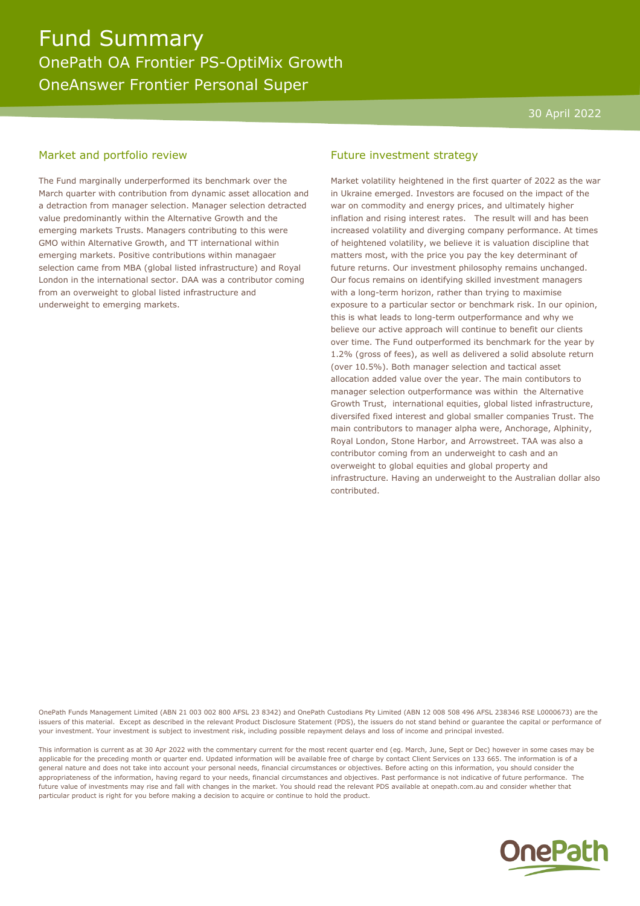# Fund Summary

## OnePath OA Frontier PS-OptiMix Growth

## OneAnswer Frontier Personal Super

30 April 2022

### Market and portfolio review

The Fund marginally underperformed its benchmark over the March quarter with contribution from dynamic asset allocation and a detraction from manager selection. Manager selection detracted value predominantly within the Alternative Growth and the emerging markets Trusts. Managers contributing to this were GMO within Alternative Growth, and TT international within emerging markets. Positive contributions within managaer selection came from MBA (global listed infrastructure) and Royal London in the international sector. DAA was a contributor coming from an overweight to global listed infrastructure and underweight to emerging markets.

### Future investment strategy

Market volatility heightened in the first quarter of 2022 as the war in Ukraine emerged. Investors are focused on the impact of the war on commodity and energy prices, and ultimately higher inflation and rising interest rates. The result will and has been increased volatility and diverging company performance. At times of heightened volatility, we believe it is valuation discipline that matters most, with the price you pay the key determinant of future returns. Our investment philosophy remains unchanged. Our focus remains on identifying skilled investment managers with a long-term horizon, rather than trying to maximise exposure to a particular sector or benchmark risk. In our opinion, this is what leads to long-term outperformance and why we believe our active approach will continue to benefit our clients over time. The Fund outperformed its benchmark for the year by 1.2% (gross of fees), as well as delivered a solid absolute return (over 10.5%). Both manager selection and tactical asset allocation added value over the year. The main contibutors to manager selection outperformance was within the Alternative Growth Trust, international equities, global listed infrastructure, diversifed fixed interest and global smaller companies Trust. The main contributors to manager alpha were, Anchorage, Alphinity, Royal London, Stone Harbor, and Arrowstreet. TAA was also a contributor coming from an underweight to cash and an overweight to global equities and global property and infrastructure. Having an underweight to the Australian dollar also contributed.

OnePath Funds Management Limited (ABN 21 003 002 800 AFSL 23 8342) and OnePath Custodians Pty Limited (ABN 12 008 508 496 AFSL 238346 RSE L0000673) are the issuers of this material. Except as described in the relevant Product Disclosure Statement (PDS), the issuers do not stand behind or guarantee the capital or performance of your investment. Your investment is subject to investment risk, including possible repayment delays and loss of income and principal invested.

This information is current as at 30 Apr 2022 with the commentary current for the most recent quarter end (eg. March, June, Sept or Dec) however in some cases may be applicable for the preceding month or quarter end. Updated information will be available free of charge by contact Client Services on 133 665. The information is of a general nature and does not take into account your personal needs, financial circumstances or objectives. Before acting on this information, you should consider the appropriateness of the information, having regard to your needs, financial circumstances and objectives. Past performance is not indicative of future performance. The future value of investments may rise and fall with changes in the market. You should read the relevant PDS available at onepath.com.au and consider whether that particular product is right for you before making a decision to acquire or continue to hold the product.

OnePath